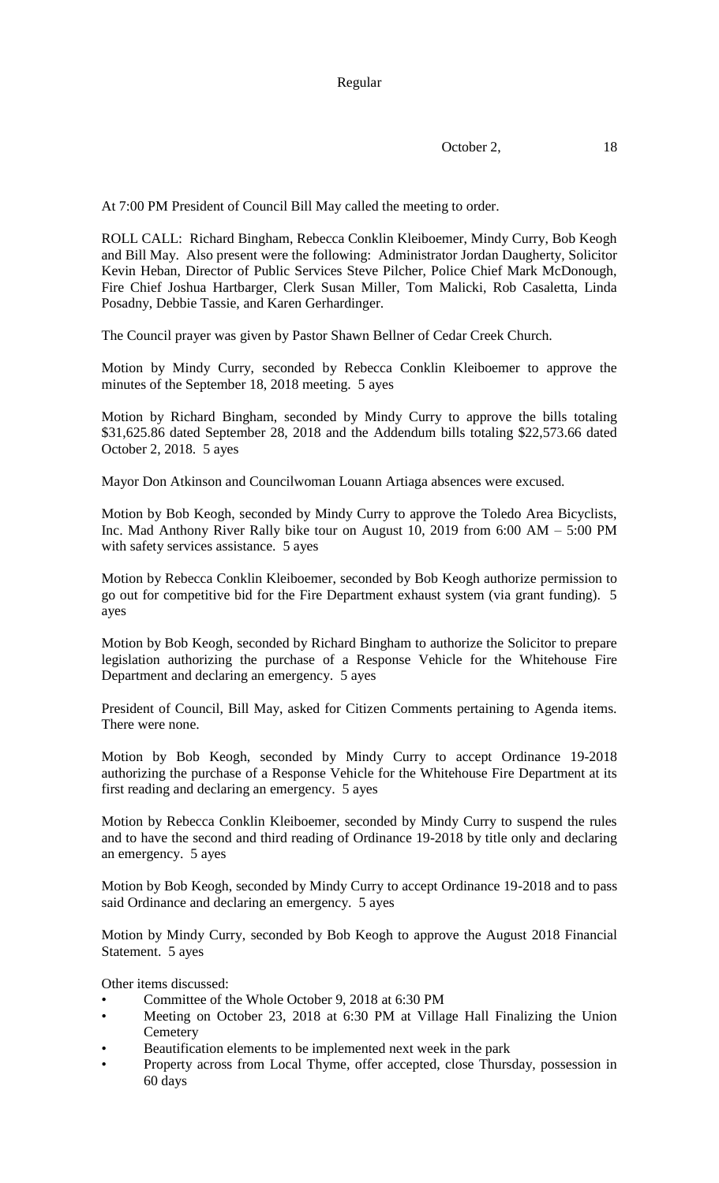Regular

October 2, 18

At 7:00 PM President of Council Bill May called the meeting to order.

ROLL CALL: Richard Bingham, Rebecca Conklin Kleiboemer, Mindy Curry, Bob Keogh and Bill May. Also present were the following: Administrator Jordan Daugherty, Solicitor Kevin Heban, Director of Public Services Steve Pilcher, Police Chief Mark McDonough, Fire Chief Joshua Hartbarger, Clerk Susan Miller, Tom Malicki, Rob Casaletta, Linda Posadny, Debbie Tassie, and Karen Gerhardinger.

The Council prayer was given by Pastor Shawn Bellner of Cedar Creek Church.

Motion by Mindy Curry, seconded by Rebecca Conklin Kleiboemer to approve the minutes of the September 18, 2018 meeting. 5 ayes

Motion by Richard Bingham, seconded by Mindy Curry to approve the bills totaling $31,625.86 dated September 28, 2018 and the Addendum bills totaling $22,573.66 dated October 2, 2018. 5 ayes

Mayor Don Atkinson and Councilwoman Louann Artiaga absences were excused.

Motion by Bob Keogh, seconded by Mindy Curry to approve the Toledo Area Bicyclists, Inc. Mad Anthony River Rally bike tour on August 10, 2019 from 6:00 AM – 5:00 PM with safety services assistance. 5 ayes

Motion by Rebecca Conklin Kleiboemer, seconded by Bob Keogh authorize permission to go out for competitive bid for the Fire Department exhaust system (via grant funding). 5 ayes

Motion by Bob Keogh, seconded by Richard Bingham to authorize the Solicitor to prepare legislation authorizing the purchase of a Response Vehicle for the Whitehouse Fire Department and declaring an emergency. 5 ayes

President of Council, Bill May, asked for Citizen Comments pertaining to Agenda items. There were none.

Motion by Bob Keogh, seconded by Mindy Curry to accept Ordinance 19-2018 authorizing the purchase of a Response Vehicle for the Whitehouse Fire Department at its first reading and declaring an emergency. 5 ayes

Motion by Rebecca Conklin Kleiboemer, seconded by Mindy Curry to suspend the rules and to have the second and third reading of Ordinance 19-2018 by title only and declaring an emergency. 5 ayes

Motion by Bob Keogh, seconded by Mindy Curry to accept Ordinance 19-2018 and to pass said Ordinance and declaring an emergency. 5 ayes

Motion by Mindy Curry, seconded by Bob Keogh to approve the August 2018 Financial Statement. 5 ayes

Other items discussed:

- Committee of the Whole October 9, 2018 at 6:30 PM
- Meeting on October 23, 2018 at 6:30 PM at Village Hall Finalizing the Union Cemetery
- Beautification elements to be implemented next week in the park
- Property across from Local Thyme, offer accepted, close Thursday, possession in 60 days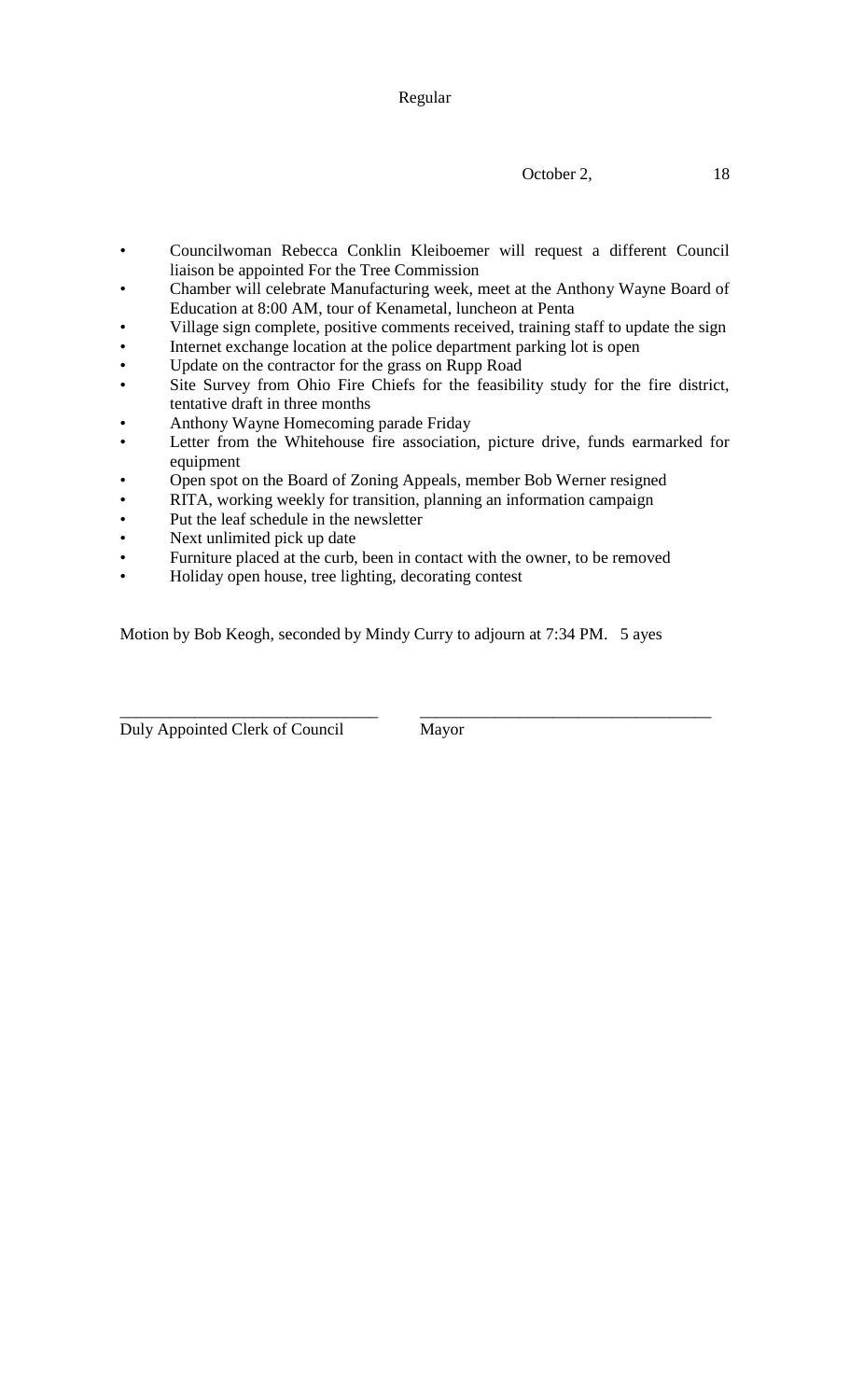- Councilwoman Rebecca Conklin Kleiboemer will request a different Council liaison be appointed For the Tree Commission
- Chamber will celebrate Manufacturing week, meet at the Anthony Wayne Board of Education at 8:00 AM, tour of Kenametal, luncheon at Penta
- Village sign complete, positive comments received, training staff to update the sign
- Internet exchange location at the police department parking lot is open
- Update on the contractor for the grass on Rupp Road
- Site Survey from Ohio Fire Chiefs for the feasibility study for the fire district, tentative draft in three months
- Anthony Wayne Homecoming parade Friday
- Letter from the Whitehouse fire association, picture drive, funds earmarked for equipment
- Open spot on the Board of Zoning Appeals, member Bob Werner resigned
- RITA, working weekly for transition, planning an information campaign
- Put the leaf schedule in the newsletter
- Next unlimited pick up date
- Furniture placed at the curb, been in contact with the owner, to be removed
- Holiday open house, tree lighting, decorating contest

Motion by Bob Keogh, seconded by Mindy Curry to adjourn at 7:34 PM. 5 ayes

_______________________________ ___________________________________

Duly Appointed Clerk of Council Mayor